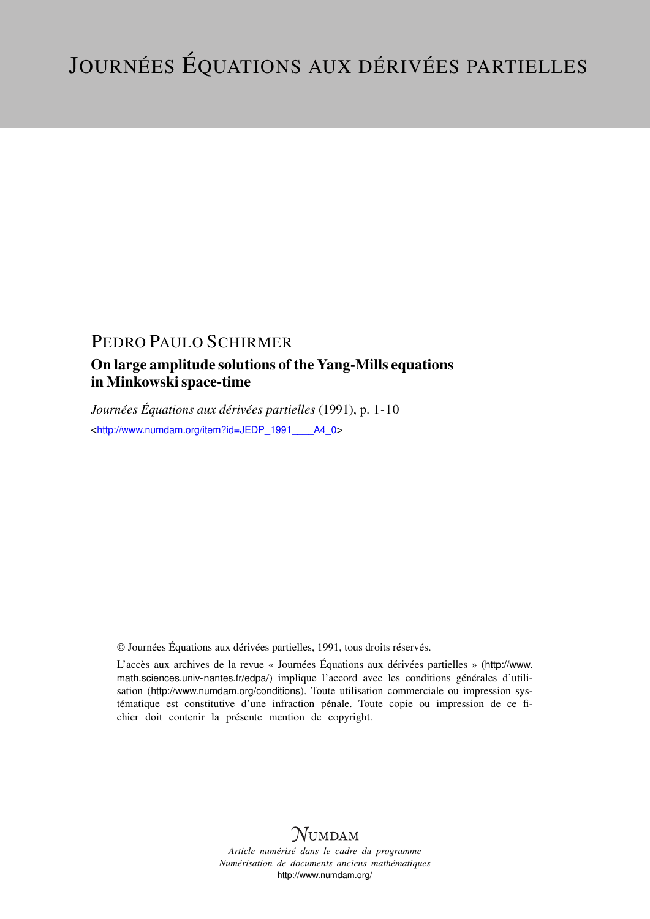# Journées Équations aux dérivées partielles

PEDRO PAULO SCHIRMER

## On large amplitude solutions of the Yang-Mills equations in Minkowski space-time

*Journées Équations aux dérivées partielles* (1991), p. 1-10

<http://www.numdam.org/item?id=JEDP_1991____A4_0>

© Journées Équations aux dérivées partielles, 1991, tous droits réservés.

L'accès aux archives de la revue « Journées Équations aux dérivées partielles » (http://www.math.sciences.univ-nantes.fr/edpa/) implique l'accord avec les conditions générales d'utilisation (http://www.numdam.org/conditions). Toute utilisation commerciale ou impression systématique est constitutive d'une infraction pénale. Toute copie ou impression de ce fichier doit contenir la présente mention de copyright.

NUMDAM

*Article numérisé dans le cadre du programme*
*Numérisation de documents anciens mathématiques*
http://www.numdam.org/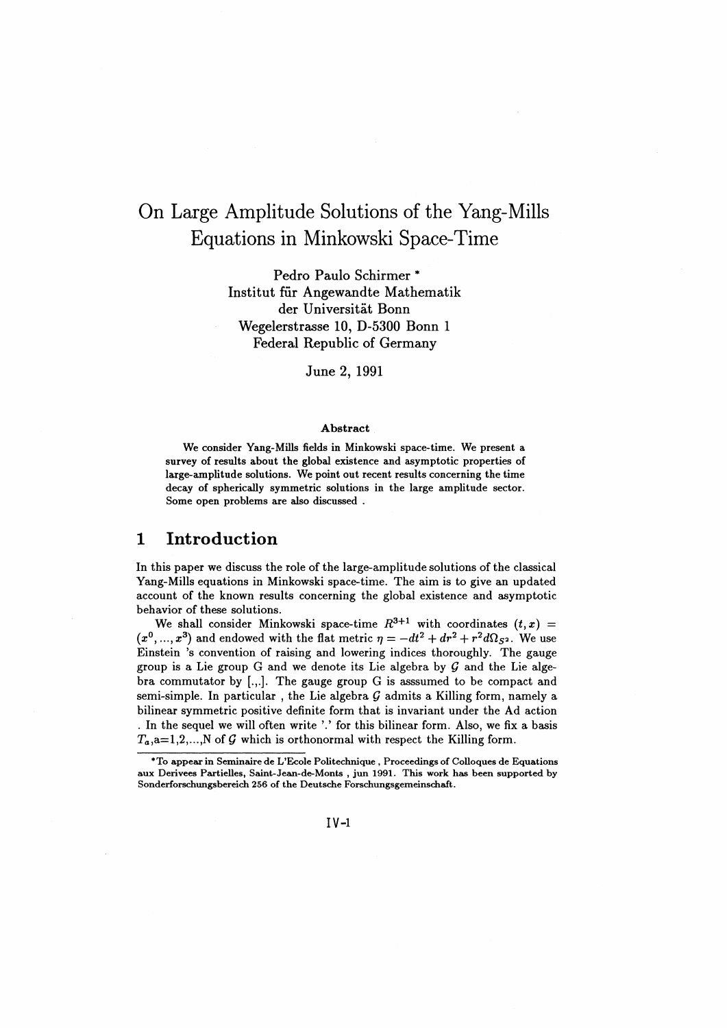# On Large Amplitude Solutions of the Yang-Mills Equations in Minkowski Space-Time

Pedro Paulo Schirmer *
Institut für Angewandte Mathematik
der Universität Bonn
Wegelerstrasse 10, D-5300 Bonn 1
Federal Republic of Germany

June 2, 1991

### Abstract

We consider Yang-Mills fields in Minkowski space-time. We present a survey of results about the global existence and asymptotic properties of large-amplitude solutions. We point out recent results concerning the time decay of spherically symmetric solutions in the large amplitude sector. Some open problems are also discussed .

## 1 Introduction

In this paper we discuss the role of the large-amplitude solutions of the classical Yang-Mills equations in Minkowski space-time. The aim is to give an updated account of the known results concerning the global existence and asymptotic behavior of these solutions.

We shall consider Minkowski space-time $R^{3+1}$ with coordinates $(t, x) = (x^0, ..., x^3)$ and endowed with the flat metric $\eta = -dt^2 + dr^2 + r^2 d\Omega_{S^2}$. We use Einstein 's convention of raising and lowering indices thoroughly. The gauge group is a Lie group G and we denote its Lie algebra by $\mathcal{G}$ and the Lie algebra commutator by [.,.]. The gauge group G is asssumed to be compact and semi-simple. In particular , the Lie algebra $\mathcal{G}$ admits a Killing form, namely a bilinear symmetric positive definite form that is invariant under the Ad action . In the sequel we will often write '.' for this bilinear form. Also, we fix a basis $T_a$,a=1,2,...,N of $\mathcal{G}$ which is orthonormal with respect the Killing form.

*To appear in Seminaire de L'Ecole Politechnique , Proceedings of Colloques de Equations aux Derivees Partielles, Saint-Jean-de-Monts , jun 1991. This work has been supported by Sonderforschungsbereich 256 of the Deutsche Forschungsgemeinschaft.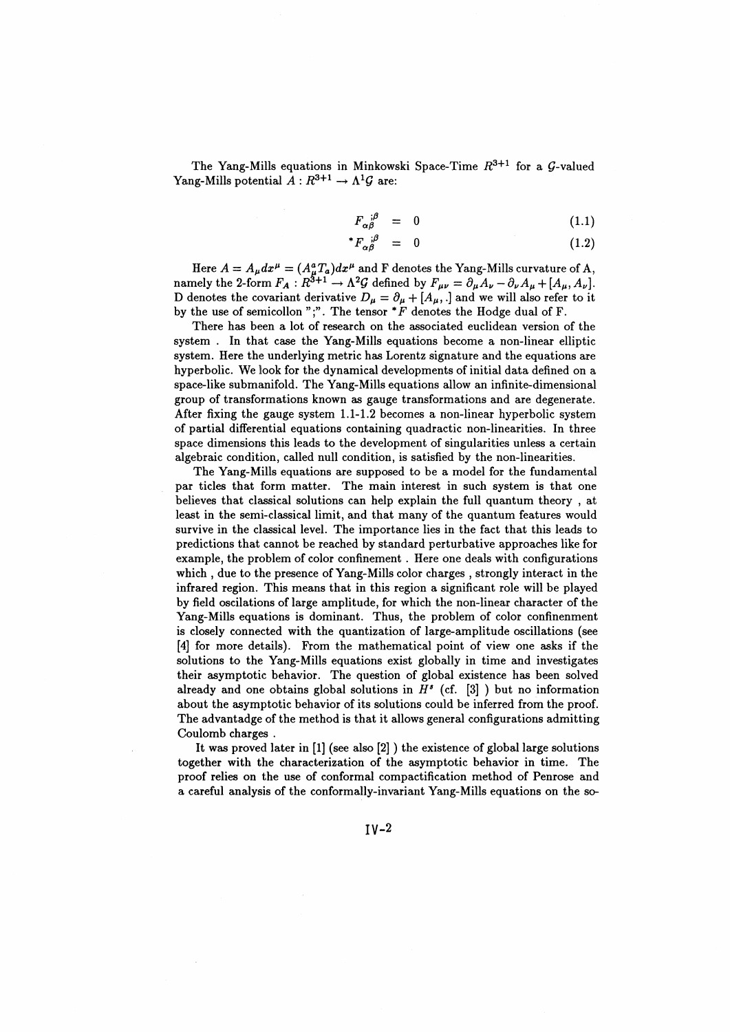The Yang-Mills equations in Minkowski Space-Time $R^{3+1}$ for a $\mathcal{G}$-valued Yang-Mills potential $A : R^{3+1} \to \Lambda^1\mathcal{G}$ are:

$$F_{\alpha\beta}^{\ \ ;\beta} = 0 \tag{1.1}$$

$${}^*F_{\alpha\beta}^{\ \ ;\beta} = 0 \tag{1.2}$$

Here $A = A_\mu dx^\mu = (A_\mu^a T_a)dx^\mu$ and F denotes the Yang-Mills curvature of A, namely the 2-form $F_A : R^{3+1} \to \Lambda^2\mathcal{G}$ defined by $F_{\mu\nu} = \partial_\mu A_\nu - \partial_\nu A_\mu + [A_\mu, A_\nu]$. D denotes the covariant derivative $D_\mu = \partial_\mu + [A_\mu, .]$ and we will also refer to it by the use of semicollon ";". The tensor ${}^*F$ denotes the Hodge dual of F.

There has been a lot of research on the associated euclidean version of the system . In that case the Yang-Mills equations become a non-linear elliptic system. Here the underlying metric has Lorentz signature and the equations are hyperbolic. We look for the dynamical developments of initial data defined on a space-like submanifold. The Yang-Mills equations allow an infinite-dimensional group of transformations known as gauge transformations and are degenerate. After fixing the gauge system 1.1-1.2 becomes a non-linear hyperbolic system of partial differential equations containing quadractic non-linearities. In three space dimensions this leads to the development of singularities unless a certain algebraic condition, called null condition, is satisfied by the non-linearities.

The Yang-Mills equations are supposed to be a model for the fundamental par ticles that form matter. The main interest in such system is that one believes that classical solutions can help explain the full quantum theory , at least in the semi-classical limit, and that many of the quantum features would survive in the classical level. The importance lies in the fact that this leads to predictions that cannot be reached by standard perturbative approaches like for example, the problem of color confinement . Here one deals with configurations which , due to the presence of Yang-Mills color charges , strongly interact in the infrared region. This means that in this region a significant role will be played by field oscilations of large amplitude, for which the non-linear character of the Yang-Mills equations is dominant. Thus, the problem of color confinenment is closely connected with the quantization of large-amplitude oscillations (see [4] for more details). From the mathematical point of view one asks if the solutions to the Yang-Mills equations exist globally in time and investigates their asymptotic behavior. The question of global existence has been solved already and one obtains global solutions in $H^s$ (cf. [3] ) but no information about the asymptotic behavior of its solutions could be inferred from the proof. The advantadge of the method is that it allows general configurations admitting Coulomb charges .

It was proved later in [1] (see also [2] ) the existence of global large solutions together with the characterization of the asymptotic behavior in time. The proof relies on the use of conformal compactification method of Penrose and a careful analysis of the conformally-invariant Yang-Mills equations on the so-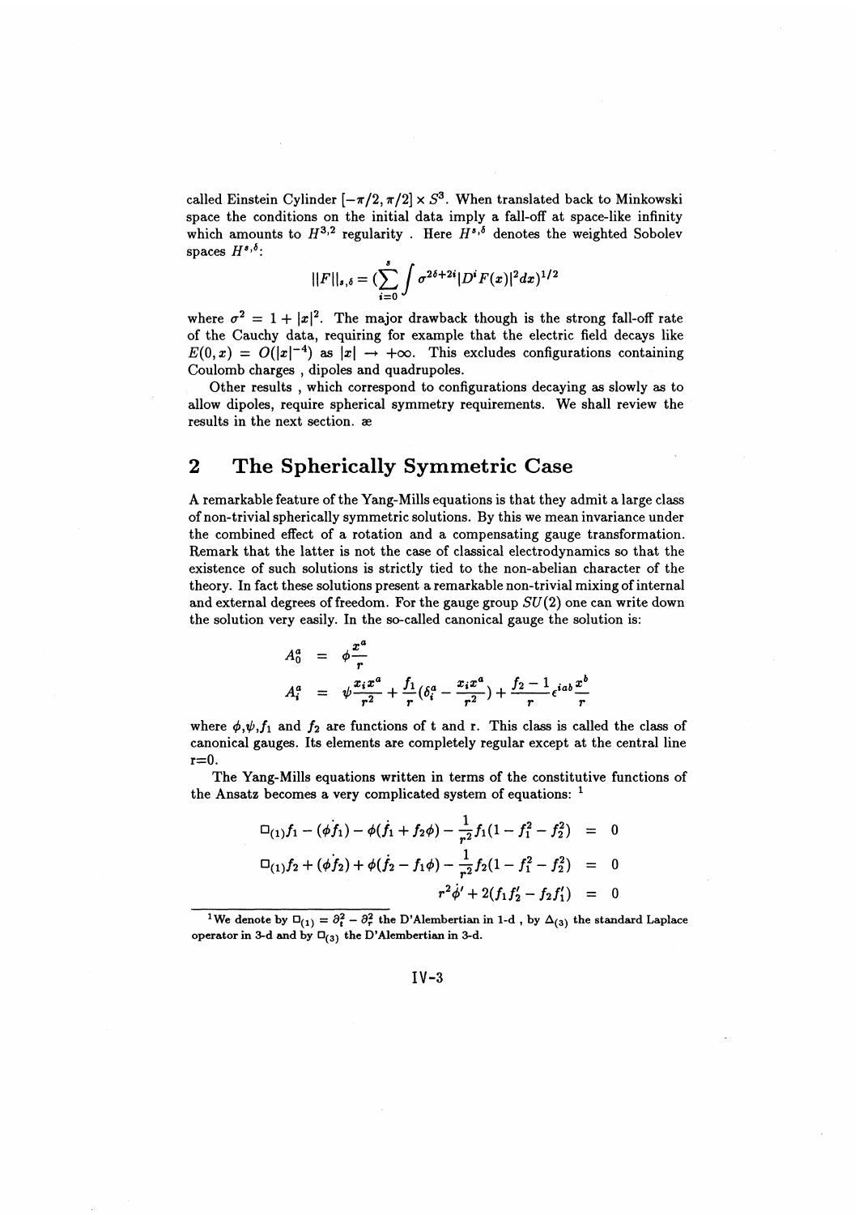called Einstein Cylinder $[-\pi/2, \pi/2] \times S^3$. When translated back to Minkowski space the conditions on the initial data imply a fall-off at space-like infinity which amounts to $H^{3,2}$ regularity . Here $H^{s,\delta}$ denotes the weighted Sobolev spaces $H^{s,\delta}$:

$$||F||_{s,\delta} = (\sum_{i=0}^{s} \int \sigma^{2\delta+2i} |D^i F(x)|^2 dx)^{1/2}$$

where $\sigma^2 = 1 + |x|^2$. The major drawback though is the strong fall-off rate of the Cauchy data, requiring for example that the electric field decays like $E(0,x) = O(|x|^{-4})$ as $|x| \to +\infty$. This excludes configurations containing Coulomb charges , dipoles and quadrupoles.

Other results , which correspond to configurations decaying as slowly as to allow dipoles, require spherical symmetry requirements. We shall review the results in the next section. æ

## 2 The Spherically Symmetric Case

A remarkable feature of the Yang-Mills equations is that they admit a large class of non-trivial spherically symmetric solutions. By this we mean invariance under the combined effect of a rotation and a compensating gauge transformation. Remark that the latter is not the case of classical electrodynamics so that the existence of such solutions is strictly tied to the non-abelian character of the theory. In fact these solutions present a remarkable non-trivial mixing of internal and external degrees of freedom. For the gauge group $SU(2)$ one can write down the solution very easily. In the so-called canonical gauge the solution is:

$$\begin{aligned}
A_0^a &= \phi \frac{x^a}{r} \\
A_i^a &= \psi \frac{x_i x^a}{r^2} + \frac{f_1}{r}(\delta_i^a - \frac{x_i x^a}{r^2}) + \frac{f_2 - 1}{r} \epsilon^{iab} \frac{x^b}{r}
\end{aligned}$$

where $\phi$,$\psi$,$f_1$ and $f_2$ are functions of t and r. This class is called the class of canonical gauges. Its elements are completely regular except at the central line r=0.

The Yang-Mills equations written in terms of the constitutive functions of the Ansatz becomes a very complicated system of equations: [1]

$$\begin{aligned}
\Box_{(1)} f_1 - (\dot{\phi f_1}) - \phi(\dot{f_1} + f_2\phi) - \frac{1}{r^2} f_1 (1 - f_1^2 - f_2^2) &= 0 \\
\Box_{(1)} f_2 + (\dot{\phi f_2}) + \phi(\dot{f_2} - f_1\phi) - \frac{1}{r^2} f_2 (1 - f_1^2 - f_2^2) &= 0 \\
r^2 \dot{\phi}' + 2(f_1 f_2' - f_2 f_1') &= 0
\end{aligned}$$

[1] We denote by $\Box_{(1)} = \partial_t^2 - \partial_r^2$ the D'Alembertian in 1-d , by $\Delta_{(3)}$ the standard Laplace operator in 3-d and by $\Box_{(3)}$ the D'Alembertian in 3-d.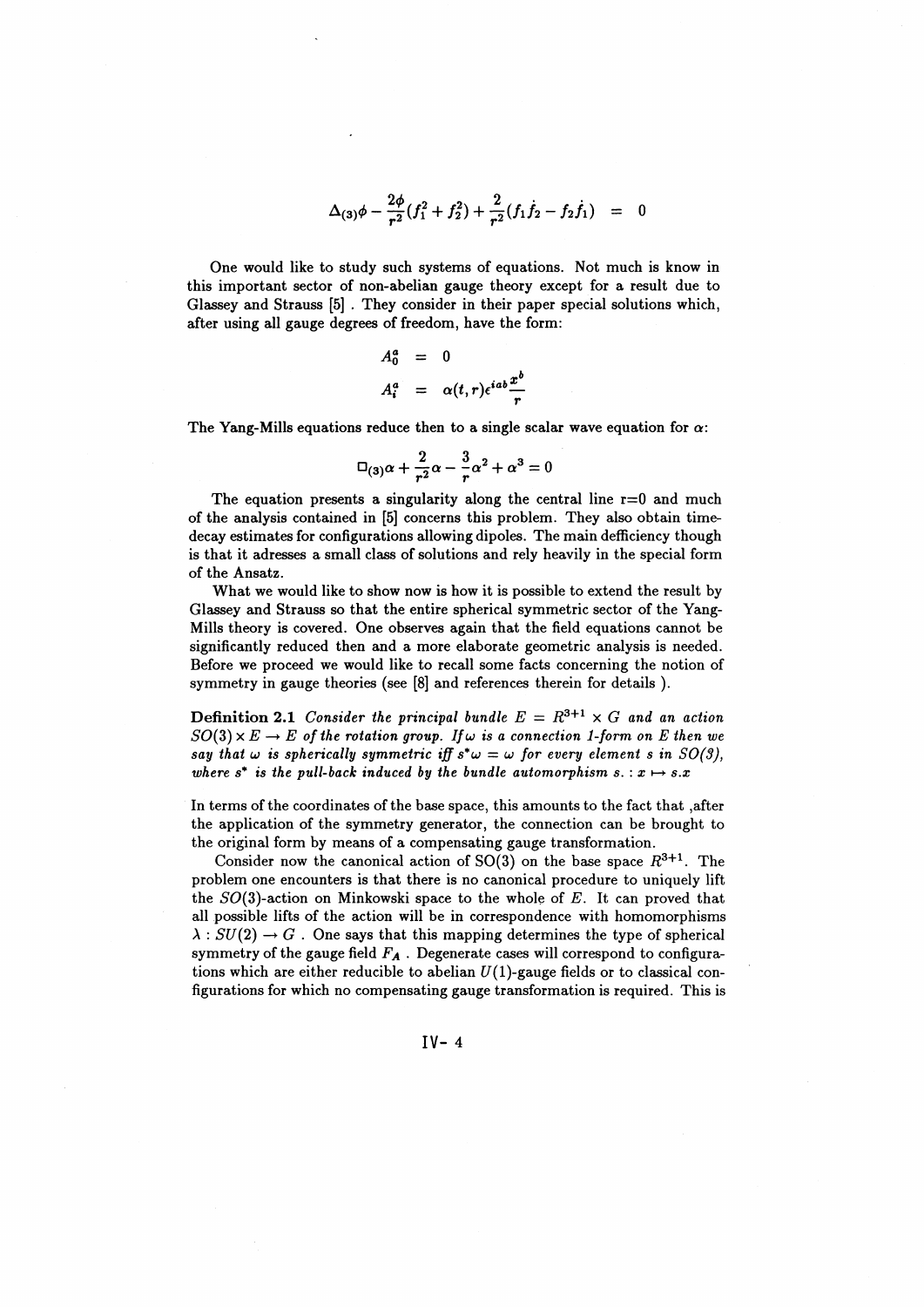$$\Delta_{(3)}\phi - \frac{2\phi}{r^2}(f_1^2 + f_2^2) + \frac{2}{r^2}(f_1\dot{f}_2 - f_2\dot{f}_1) \quad = \quad 0$$

One would like to study such systems of equations. Not much is know in this important sector of non-abelian gauge theory except for a result due to Glassey and Strauss [5] . They consider in their paper special solutions which, after using all gauge degrees of freedom, have the form:

$$\begin{aligned} A_0^a &= 0 \\ A_i^a &= \alpha(t,r)\epsilon^{iab}\frac{x^b}{r} \end{aligned}$$

The Yang-Mills equations reduce then to a single scalar wave equation for $\alpha$:

$$\Box_{(3)}\alpha + \frac{2}{r^2}\alpha - \frac{3}{r}\alpha^2 + \alpha^3 = 0$$

The equation presents a singularity along the central line r=0 and much of the analysis contained in [5] concerns this problem. They also obtain time-decay estimates for configurations allowing dipoles. The main defficiency though is that it adresses a small class of solutions and rely heavily in the special form of the Ansatz.

What we would like to show now is how it is possible to extend the result by Glassey and Strauss so that the entire spherical symmetric sector of the Yang-Mills theory is covered. One observes again that the field equations cannot be significantly reduced then and a more elaborate geometric analysis is needed. Before we proceed we would like to recall some facts concerning the notion of symmetry in gauge theories (see [8] and references therein for details ).

**Definition 2.1** *Consider the principal bundle $E = R^{3+1} \times G$ and an action $SO(3) \times E \to E$ of the rotation group. If $\omega$ is a connection 1-form on $E$ then we say that $\omega$ is spherically symmetric iff $s^*\omega = \omega$ for every element $s$ in $SO(3)$, where $s^*$ is the pull-back induced by the bundle automorphism $s. : x \mapsto s.x$*

In terms of the coordinates of the base space, this amounts to the fact that ,after the application of the symmetry generator, the connection can be brought to the original form by means of a compensating gauge transformation.

Consider now the canonical action of SO(3) on the base space $R^{3+1}$. The problem one encounters is that there is no canonical procedure to uniquely lift the $SO(3)$-action on Minkowski space to the whole of $E$. It can proved that all possible lifts of the action will be in correspondence with homomorphisms $\lambda : SU(2) \to G$ . One says that this mapping determines the type of spherical symmetry of the gauge field $F_A$ . Degenerate cases will correspond to configurations which are either reducible to abelian $U(1)$-gauge fields or to classical configurations for which no compensating gauge transformation is required. This is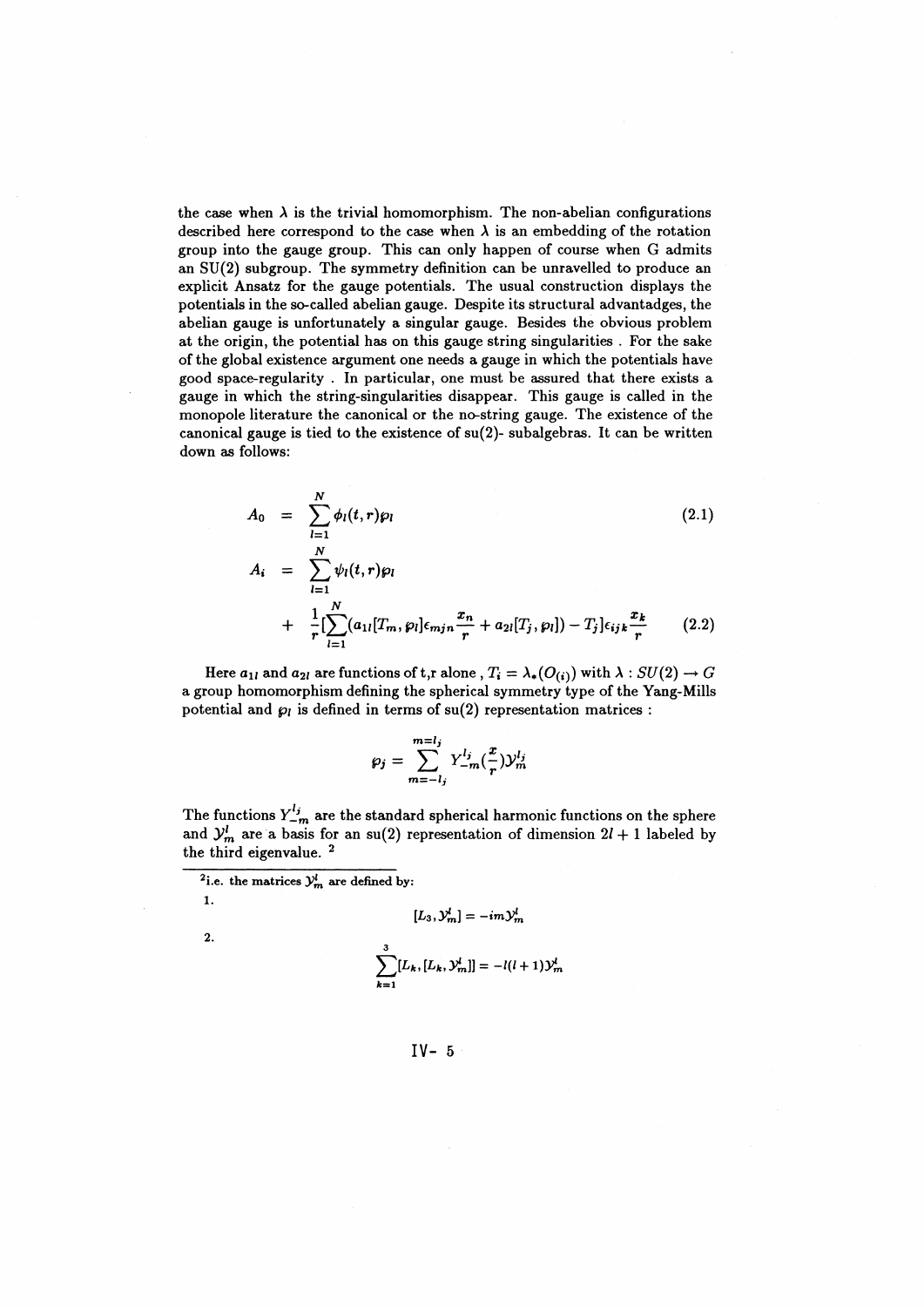the case when $\lambda$ is the trivial homomorphism. The non-abelian configurations described here correspond to the case when $\lambda$ is an embedding of the rotation group into the gauge group. This can only happen of course when G admits an SU(2) subgroup. The symmetry definition can be unravelled to produce an explicit Ansatz for the gauge potentials. The usual construction displays the potentials in the so-called abelian gauge. Despite its structural advantadges, the abelian gauge is unfortunately a singular gauge. Besides the obvious problem at the origin, the potential has on this gauge string singularities . For the sake of the global existence argument one needs a gauge in which the potentials have good space-regularity . In particular, one must be assured that there exists a gauge in which the string-singularities disappear. This gauge is called in the monopole literature the canonical or the no-string gauge. The existence of the canonical gauge is tied to the existence of su(2)- subalgebras. It can be written down as follows:

$$A_0 = \sum_{l=1}^{N} \phi_l(t,r)\wp_l \tag{2.1}$$

$$\begin{aligned} A_i &= \sum_{l=1}^{N} \psi_l(t,r)\wp_l \\ &+ \frac{1}{r}[\sum_{l=1}^{N}(a_{1l}[T_m,\wp_l]\epsilon_{mjn}\frac{x_n}{r} + a_{2l}[T_j,\wp_l]) - T_j]\epsilon_{ijk}\frac{x_k}{r} \end{aligned} \tag{2.2}$$

Here $a_{1l}$ and $a_{2l}$ are functions of t,r alone , $T_i = \lambda_*(O_{(i)})$ with $\lambda : SU(2) \to G$ a group homomorphism defining the spherical symmetry type of the Yang-Mills potential and $\wp_l$ is defined in terms of su(2) representation matrices :

$$\wp_j = \sum_{m=-l_j}^{m=l_j} Y^{l_j}_{-m}(\frac{x}{r})\mathcal{Y}^{l_j}_m$$

The functions $Y^{l_j}_{-m}$ are the standard spherical harmonic functions on the sphere and $\mathcal{Y}^l_m$ are a basis for an su(2) representation of dimension $2l+1$ labeled by the third eigenvalue. [2]

[2] i.e. the matrices $\mathcal{Y}^l_m$ are defined by:

1.
$$[L_3, \mathcal{Y}^l_m] = -im\mathcal{Y}^l_m$$

2.
$$\sum_{k=1}^{3}[L_k,[L_k,\mathcal{Y}^l_m]] = -l(l+1)\mathcal{Y}^l_m$$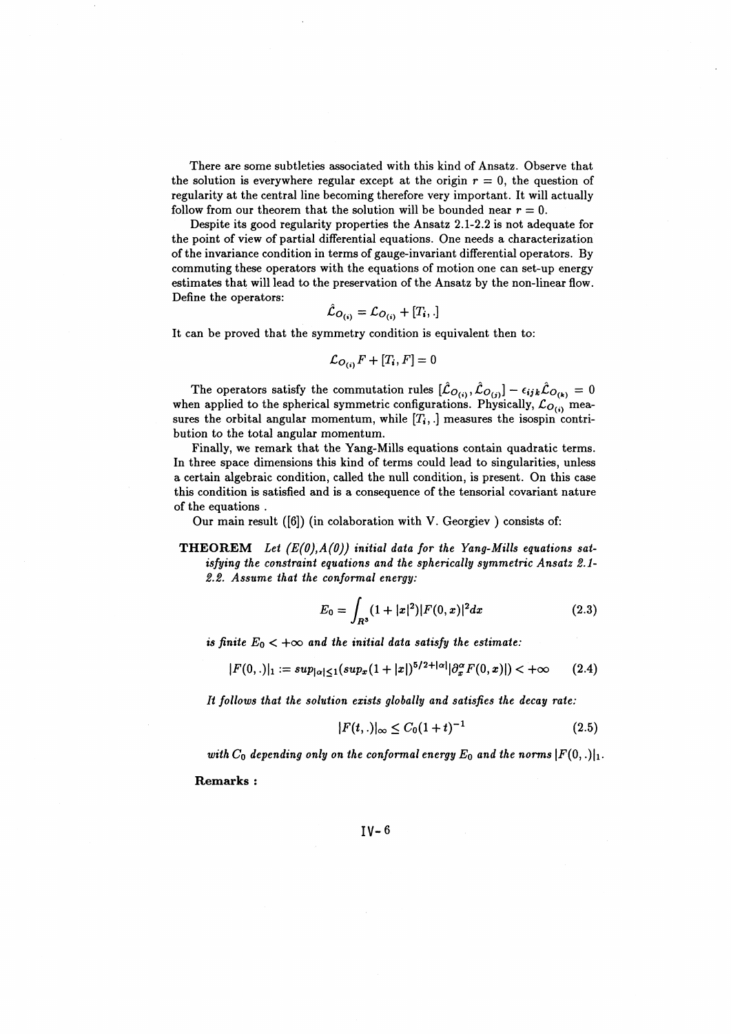There are some subtleties associated with this kind of Ansatz. Observe that the solution is everywhere regular except at the origin $r = 0$, the question of regularity at the central line becoming therefore very important. It will actually follow from our theorem that the solution will be bounded near $r = 0$.

Despite its good regularity properties the Ansatz 2.1-2.2 is not adequate for the point of view of partial differential equations. One needs a characterization of the invariance condition in terms of gauge-invariant differential operators. By commuting these operators with the equations of motion one can set-up energy estimates that will lead to the preservation of the Ansatz by the non-linear flow. Define the operators:

$$\hat{\mathcal{L}}_{O_{(i)}} = \mathcal{L}_{O_{(i)}} + [T_i, .]$$

It can be proved that the symmetry condition is equivalent then to:

$$\mathcal{L}_{O_{(i)}} F + [T_i, F] = 0$$

The operators satisfy the commutation rules $[\hat{\mathcal{L}}_{O_{(i)}}, \hat{\mathcal{L}}_{O_{(j)}}] - \epsilon_{ijk}\hat{\mathcal{L}}_{O_{(k)}} = 0$ when applied to the spherical symmetric configurations. Physically, $\mathcal{L}_{O_{(i)}}$ measures the orbital angular momentum, while $[T_i, .]$ measures the isospin contribution to the total angular momentum.

Finally, we remark that the Yang-Mills equations contain quadratic terms. In three space dimensions this kind of terms could lead to singularities, unless a certain algebraic condition, called the null condition, is present. On this case this condition is satisfied and is a consequence of the tensorial covariant nature of the equations .

Our main result ([6]) (in colaboration with V. Georgiev ) consists of:

**THEOREM** *Let $(E(0), A(0))$ initial data for the Yang-Mills equations satisfying the constraint equations and the spherically symmetric Ansatz 2.1-2.2. Assume that the conformal energy:*

$$E_0 = \int_{R^3} (1 + |x|^2)|F(0,x)|^2 dx \tag{2.3}$$

*is finite $E_0 < +\infty$ and the initial data satisfy the estimate:*

$$|F(0,.)|_1 := sup_{|\alpha|\leq 1}(sup_x(1+|x|)^{5/2+|\alpha|}|\partial_x^\alpha F(0,x)|) < +\infty \tag{2.4}$$

*It follows that the solution exists globally and satisfies the decay rate:*

$$|F(t,.)|_\infty \leq C_0(1+t)^{-1} \tag{2.5}$$

*with $C_0$ depending only on the conformal energy $E_0$ and the norms $|F(0,.)|_1$.*

**Remarks :**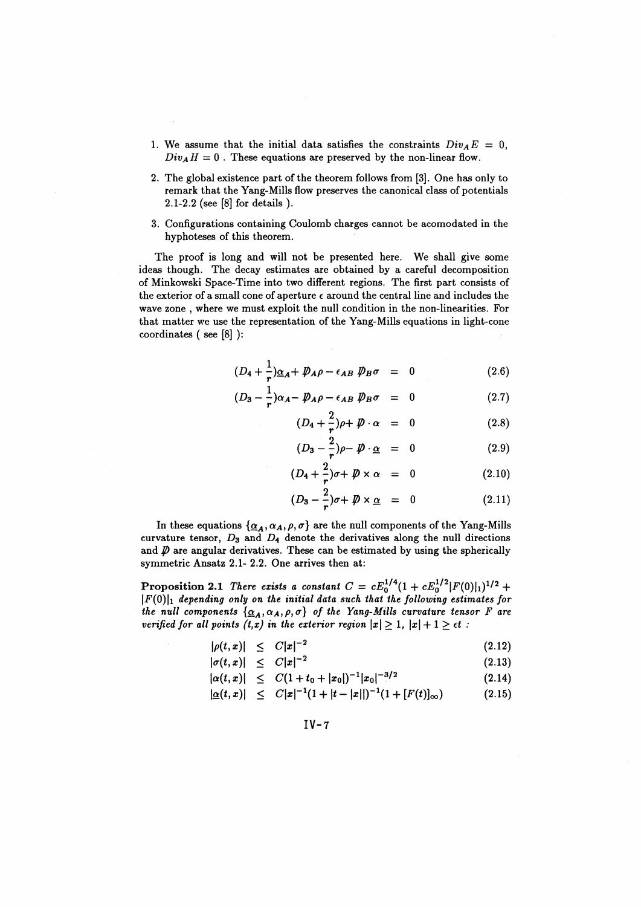1. We assume that the initial data satisfies the constraints $Div_A E = 0$, $Div_A H = 0$ . These equations are preserved by the non-linear flow.

2. The global existence part of the theorem follows from [3]. One has only to remark that the Yang-Mills flow preserves the canonical class of potentials 2.1-2.2 (see [8] for details ).

3. Configurations containing Coulomb charges cannot be acomodated in the hyphoteses of this theorem.

The proof is long and will not be presented here. We shall give some ideas though. The decay estimates are obtained by a careful decomposition of Minkowski Space-Time into two different regions. The first part consists of the exterior of a small cone of aperture $\epsilon$ around the central line and includes the wave zone , where we must exploit the null condition in the non-linearities. For that matter we use the representation of the Yang-Mills equations in light-cone coordinates ( see [8] ):

$$(D_4 + \frac{1}{r})\underline{\alpha}_A + \not{D}_A\rho - \epsilon_{AB}\not{D}_B\sigma = 0 \tag{2.6}$$

$$(D_3 - \frac{1}{r})\alpha_A - \not{D}_A\rho - \epsilon_{AB}\not{D}_B\sigma = 0 \tag{2.7}$$

$$(D_4 + \frac{2}{r})\rho + \not{D}\cdot\alpha = 0 \tag{2.8}$$

$$(D_3 - \frac{2}{r})\rho - \not{D}\cdot\underline{\alpha} = 0 \tag{2.9}$$

$$(D_4 + \frac{2}{r})\sigma + \not{D}\times\alpha = 0 \tag{2.10}$$

$$(D_3 - \frac{2}{r})\sigma + \not{D}\times\underline{\alpha} = 0 \tag{2.11}$$

In these equations $\{\underline{\alpha}_A, \alpha_A, \rho, \sigma\}$ are the null components of the Yang-Mills curvature tensor, $D_3$ and $D_4$ denote the derivatives along the null directions and $\not{D}$ are angular derivatives. These can be estimated by using the spherically symmetric Ansatz 2.1- 2.2. One arrives then at:

**Proposition 2.1** *There exists a constant $C = cE_0^{1/4}(1 + cE_0^{1/2}|F(0)|_1)^{1/2} + |F(0)|_1$ depending only on the initial data such that the following estimates for the null components $\{\underline{\alpha}_A, \alpha_A, \rho, \sigma\}$ of the Yang-Mills curvature tensor $F$ are verified for all points (t,x) in the exterior region $|x| \geq 1$, $|x| + 1 \geq \epsilon t$ :*

$$|\rho(t,x)| \leq C|x|^{-2} \tag{2.12}$$

$$|\sigma(t,x)| \leq C|x|^{-2} \tag{2.13}$$

$$|\alpha(t,x)| \leq C(1 + t_0 + |x_0|)^{-1}|x_0|^{-3/2} \tag{2.14}$$

$$|\underline{\alpha}(t,x)| \leq C|x|^{-1}(1 + |t - |x||)^{-1}(1 + [F(t)]_\infty) \tag{2.15}$$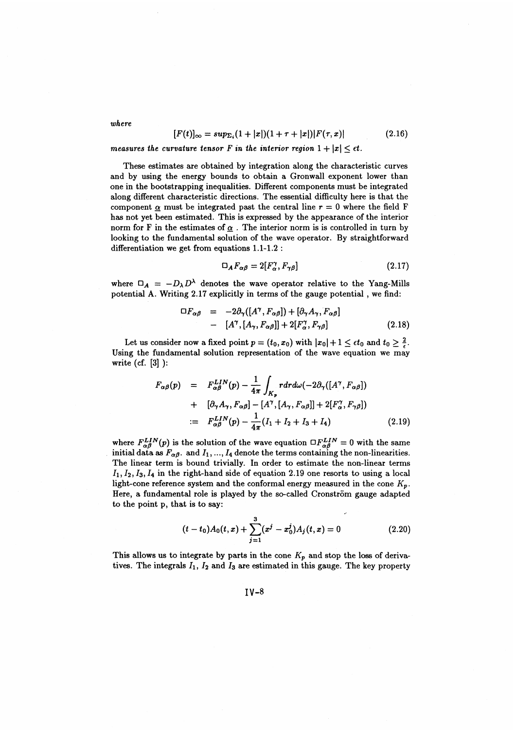*where*

$$[F(t)]_\infty = sup_{\Sigma_t}(1+|x|)(1+\tau+|x|)|F(\tau,x)| \tag{2.16}$$

*measures the curvature tensor F in the interior region* $1+|x| \leq \epsilon t$.

These estimates are obtained by integration along the characteristic curves and by using the energy bounds to obtain a Gronwall exponent lower than one in the bootstrapping inequalities. Different components must be integrated along different characteristic directions. The essential difficulty here is that the component $\underline{\alpha}$ must be integrated past the central line $r=0$ where the field F has not yet been estimated. This is expressed by the appearance of the interior norm for F in the estimates of $\underline{\alpha}$ . The interior norm is is controlled in turn by looking to the fundamental solution of the wave operator. By straightforward differentiation we get from equations 1.1-1.2 :

$$\Box_A F_{\alpha\beta} = 2[F^\gamma_\alpha, F_{\gamma\beta}] \tag{2.17}$$

where $\Box_A = -D_\lambda D^\lambda$ denotes the wave operator relative to the Yang-Mills potential A. Writing 2.17 explicitly in terms of the gauge potential , we find:

$$\begin{aligned}\Box F_{\alpha\beta} &= -2\partial_\gamma([A^\gamma, F_{\alpha\beta}]) + [\partial_\gamma A_\gamma, F_{\alpha\beta}] \\ &- [A^\gamma,[A_\gamma, F_{\alpha\beta}]] + 2[F^\gamma_\alpha, F_{\gamma\beta}]\end{aligned} \tag{2.18}$$

Let us consider now a fixed point $p=(t_0,x_0)$ with $|x_0|+1 \leq \epsilon t_0$ and $t_0 \geq \frac{2}{\epsilon}$. Using the fundamental solution representation of the wave equation we may write (cf. [3] ):

$$\begin{aligned}F_{\alpha\beta}(p) &= F^{LIN}_{\alpha\beta}(p) - \frac{1}{4\pi}\int_{K_p} r dr d\omega(-2\partial_\gamma([A^\gamma, F_{\alpha\beta}]) \\ &+ [\partial_\gamma A_\gamma, F_{\alpha\beta}] - [A^\gamma,[A_\gamma, F_{\alpha\beta}]] + 2[F^\gamma_\alpha, F_{\gamma\beta}]) \\ &:= F^{LIN}_{\alpha\beta}(p) - \frac{1}{4\pi}(I_1+I_2+I_3+I_4)\end{aligned} \tag{2.19}$$

where $F^{LIN}_{\alpha\beta}(p)$ is the solution of the wave equation $\Box F^{LIN}_{\alpha\beta} = 0$ with the same initial data as $F_{\alpha\beta}$. and $I_1, ..., I_4$ denote the terms containing the non-linearities. The linear term is bound trivially. In order to estimate the non-linear terms $I_1, I_2, I_3, I_4$ in the right-hand side of equation 2.19 one resorts to using a local light-cone reference system and the conformal energy measured in the cone $K_p$. Here, a fundamental role is played by the so-called Cronström gauge adapted to the point p, that is to say:

$$(t-t_0)A_0(t,x) + \sum_{j=1}^{3}(x^j - x^j_0)A_j(t,x) = 0 \tag{2.20}$$

This allows us to integrate by parts in the cone $K_p$ and stop the loss of derivatives. The integrals $I_1$, $I_2$ and $I_3$ are estimated in this gauge. The key property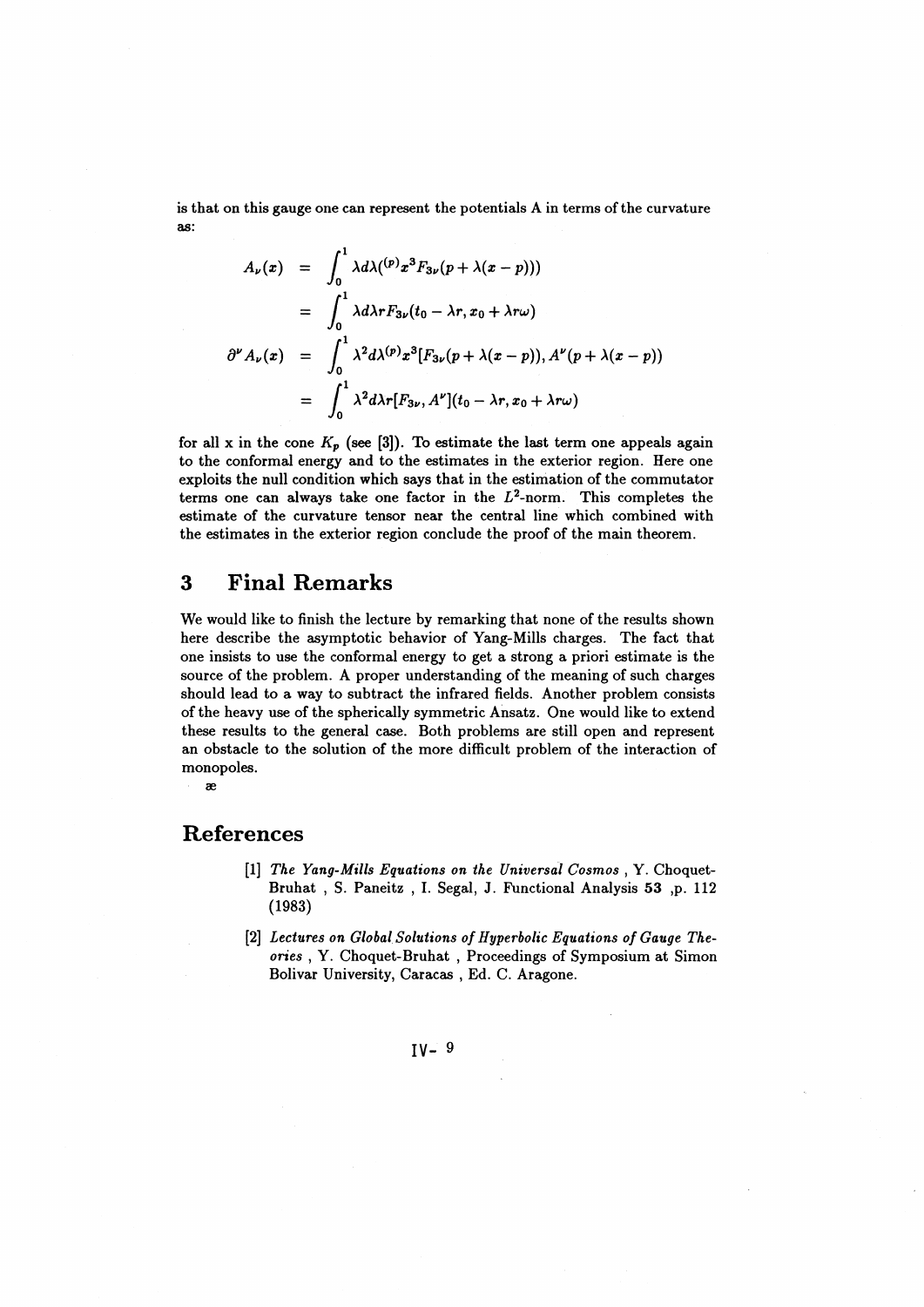is that on this gauge one can represent the potentials A in terms of the curvature as:

$$
\begin{aligned}
A_\nu(x) &= \int_0^1 \lambda d\lambda ({}^{(p)}x^3 F_{3\nu}(p + \lambda(x-p))) \\
&= \int_0^1 \lambda d\lambda r F_{3\nu}(t_0 - \lambda r, x_0 + \lambda r\omega) \\
\partial^\nu A_\nu(x) &= \int_0^1 \lambda^2 d\lambda {}^{(p)}x^3 [F_{3\nu}(p + \lambda(x-p)), A^\nu(p + \lambda(x-p)) \\
&= \int_0^1 \lambda^2 d\lambda r [F_{3\nu}, A^\nu](t_0 - \lambda r, x_0 + \lambda r\omega)
\end{aligned}
$$

for all x in the cone $K_p$ (see [3]). To estimate the last term one appeals again to the conformal energy and to the estimates in the exterior region. Here one exploits the null condition which says that in the estimation of the commutator terms one can always take one factor in the $L^2$-norm. This completes the estimate of the curvature tensor near the central line which combined with the estimates in the exterior region conclude the proof of the main theorem.

# 3 Final Remarks

We would like to finish the lecture by remarking that none of the results shown here describe the asymptotic behavior of Yang-Mills charges. The fact that one insists to use the conformal energy to get a strong a priori estimate is the source of the problem. A proper understanding of the meaning of such charges should lead to a way to subtract the infrared fields. Another problem consists of the heavy use of the spherically symmetric Ansatz. One would like to extend these results to the general case. Both problems are still open and represent an obstacle to the solution of the more difficult problem of the interaction of monopoles.

æ

# References

[1] *The Yang-Mills Equations on the Universal Cosmos* , Y. Choquet-Bruhat , S. Paneitz , I. Segal, J. Functional Analysis **53** ,p. 112 (1983)

[2] *Lectures on Global Solutions of Hyperbolic Equations of Gauge Theories* , Y. Choquet-Bruhat , Proceedings of Symposium at Simon Bolivar University, Caracas , Ed. C. Aragone.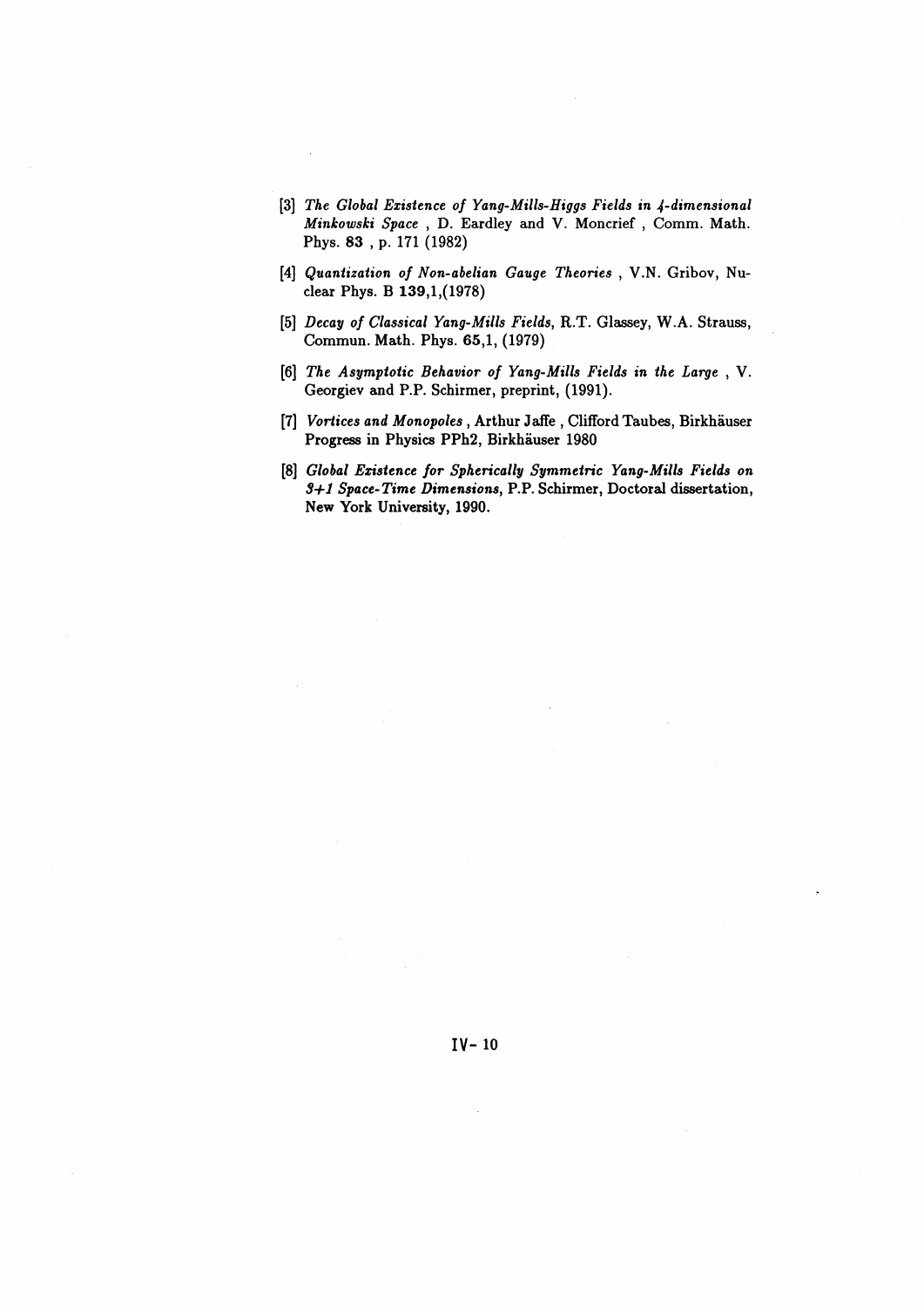[3] *The Global Existence of Yang-Mills-Higgs Fields in 4-dimensional Minkowski Space* , D. Eardley and V. Moncrief , Comm. Math. Phys. **83** , p. 171 (1982)

[4] *Quantization of Non-abelian Gauge Theories* , V.N. Gribov, Nuclear Phys. B **139**,1,(1978)

[5] *Decay of Classical Yang-Mills Fields*, R.T. Glassey, W.A. Strauss, Commun. Math. Phys. **65**,1, (1979)

[6] *The Asymptotic Behavior of Yang-Mills Fields in the Large* , V. Georgiev and P.P. Schirmer, preprint, (1991).

[7] *Vortices and Monopoles* , Arthur Jaffe , Clifford Taubes, Birkhäuser Progress in Physics PPh2, Birkhäuser 1980

[8] *Global Existence for Spherically Symmetric Yang-Mills Fields on 3+1 Space-Time Dimensions*, P.P. Schirmer, Doctoral dissertation, New York University, 1990.